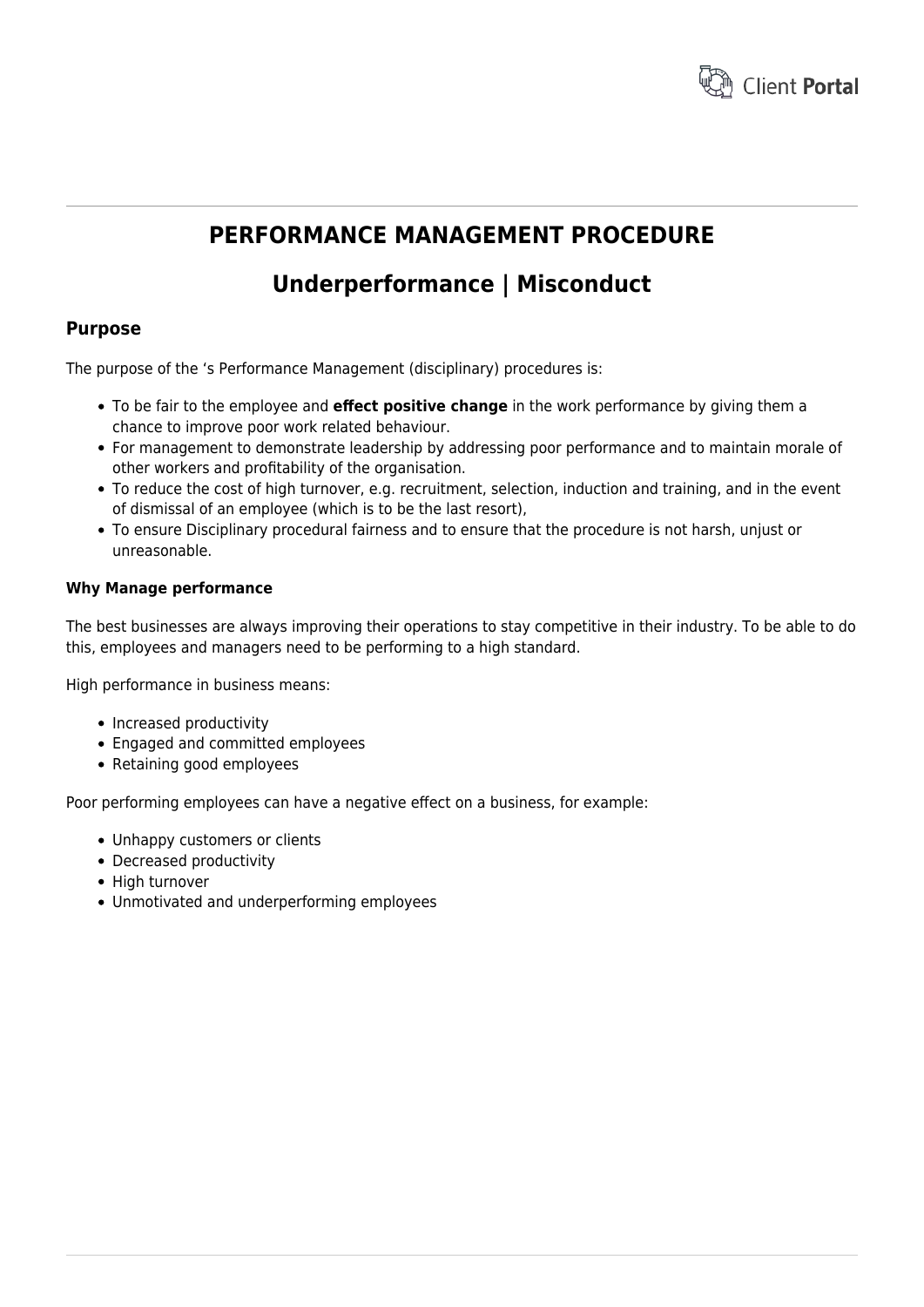# PERFORMANCE MANAGEMENT PROCEDURE

## Underperformance | Misconduct

### Purpose

The purpose of the 's Performance Management (disciplinary) procedures is:

- To be fair to the employee and **effect positive change** in the work performance by giving them a chance to improve poor work related behaviour.
- For management to demonstrate leadership by addressing poor performance and to maintain morale of other workers and profitability of the organisation.
- To reduce the cost of high turnover, e.g. recruitment, selection, induction and training, and in the event of dismissal of an employee (which is to be the last resort),
- To ensure Disciplinary procedural fairness and to ensure that the procedure is not harsh, unjust or unreasonable.

#### Why Manage performance

The best businesses are always improving their operations to stay competitive in their industry. To be able to do this, employees and managers need to be performing to a high standard.

High performance in business means:

- Increased productivity
- Engaged and committed employees
- Retaining good employees

Poor performing employees can have a negative effect on a business, for example:

- Unhappy customers or clients
- Decreased productivity
- High turnover
- Unmotivated and underperforming employees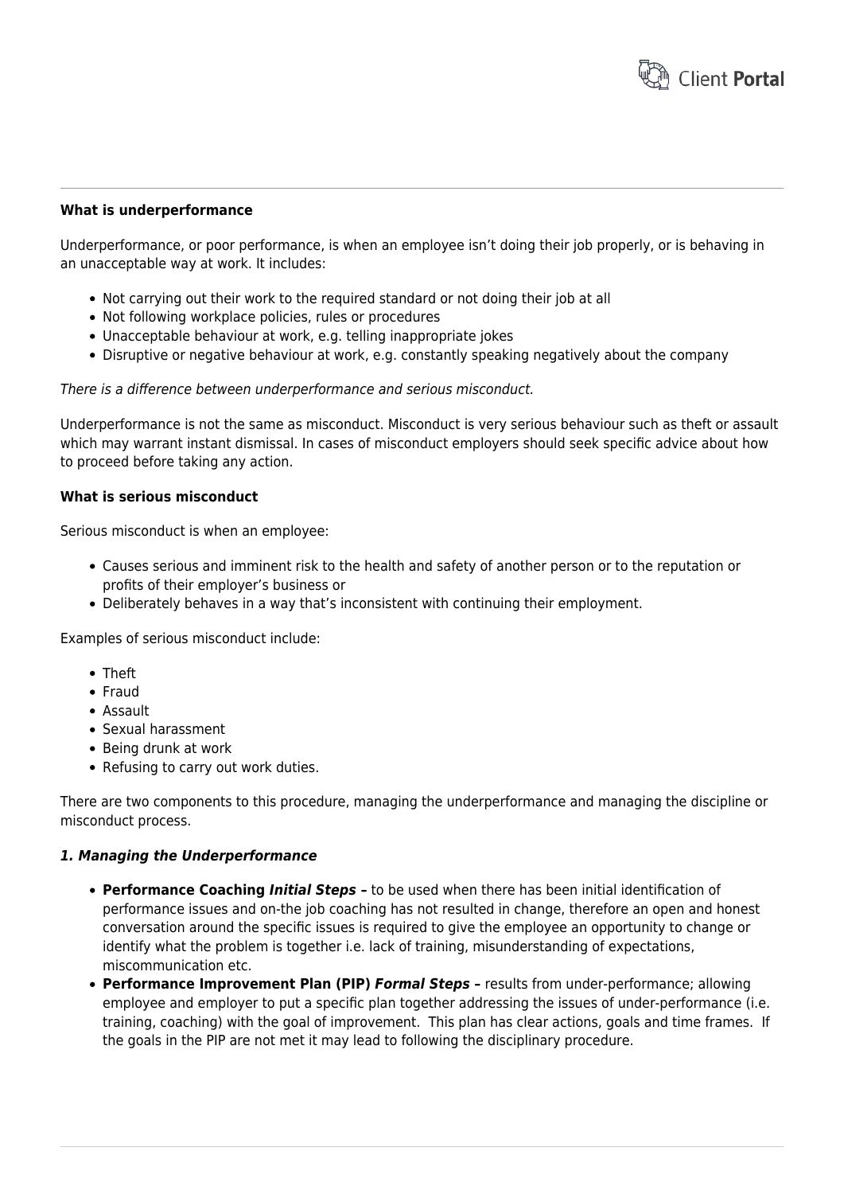**What is underperformance**

Underperformance, or poor performance, is when an employee isn't doing their job properly, or is behaving in an unacceptable way at work. It includes:

- Not carrying out their work to the required standard or not doing their job at all
- Not following workplace policies, rules or procedures
- Unacceptable behaviour at work, e.g. telling inappropriate jokes
- Disruptive or negative behaviour at work, e.g. constantly speaking negatively about the company

*There is a difference between underperformance and serious misconduct.*

Underperformance is not the same as misconduct. Misconduct is very serious behaviour such as theft or assault which may warrant instant dismissal. In cases of misconduct employers should seek specific advice about how to proceed before taking any action.

**What is serious misconduct**

Serious misconduct is when an employee:

- Causes serious and imminent risk to the health and safety of another person or to the reputation or profits of their employer's business or
- Deliberately behaves in a way that's inconsistent with continuing their employment.

Examples of serious misconduct include:

- Theft
- Fraud
- Assault
- Sexual harassment
- Being drunk at work
- Refusing to carry out work duties.

There are two components to this procedure, managing the underperformance and managing the discipline or misconduct process.

***1. Managing the Underperformance***

- **Performance Coaching *Initial Steps* –** to be used when there has been initial identification of performance issues and on-the job coaching has not resulted in change, therefore an open and honest conversation around the specific issues is required to give the employee an opportunity to change or identify what the problem is together i.e. lack of training, misunderstanding of expectations, miscommunication etc.
- **Performance Improvement Plan (PIP) *Formal Steps* –** results from under-performance; allowing employee and employer to put a specific plan together addressing the issues of under-performance (i.e. training, coaching) with the goal of improvement. This plan has clear actions, goals and time frames. If the goals in the PIP are not met it may lead to following the disciplinary procedure.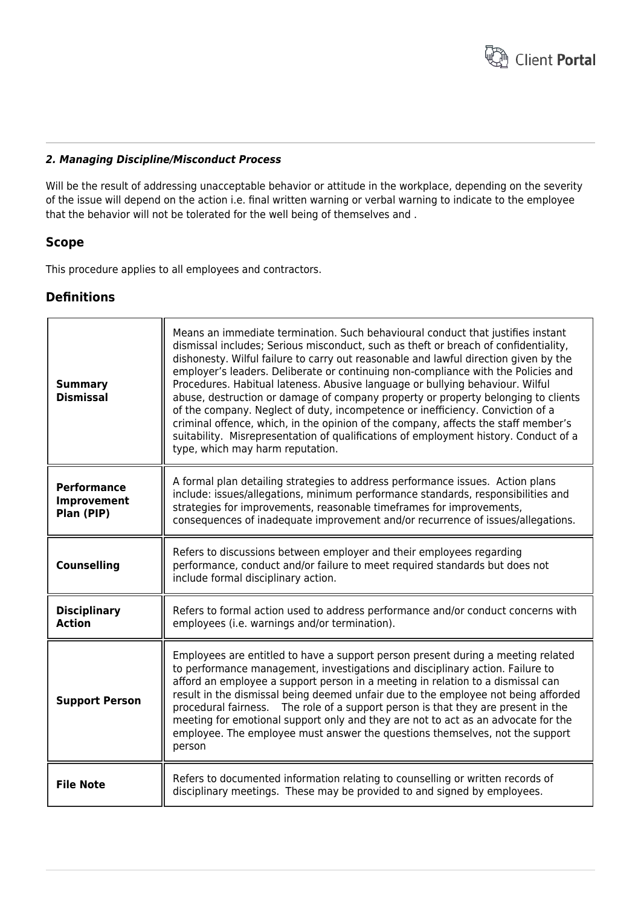***2. Managing Discipline/Misconduct Process***

Will be the result of addressing unacceptable behavior or attitude in the workplace, depending on the severity of the issue will depend on the action i.e. final written warning or verbal warning to indicate to the employee that the behavior will not be tolerated for the well being of themselves and .

## Scope

This procedure applies to all employees and contractors.

## Definitions

| | |
|---|---|
| **Summary Dismissal** | Means an immediate termination. Such behavioural conduct that justifies instant dismissal includes; Serious misconduct, such as theft or breach of confidentiality, dishonesty. Wilful failure to carry out reasonable and lawful direction given by the employer's leaders. Deliberate or continuing non-compliance with the Policies and Procedures. Habitual lateness. Abusive language or bullying behaviour. Wilful abuse, destruction or damage of company property or property belonging to clients of the company. Neglect of duty, incompetence or inefficiency. Conviction of a criminal offence, which, in the opinion of the company, affects the staff member's suitability. Misrepresentation of qualifications of employment history. Conduct of a type, which may harm reputation. |
| **Performance Improvement Plan (PIP)** | A formal plan detailing strategies to address performance issues. Action plans include: issues/allegations, minimum performance standards, responsibilities and strategies for improvements, reasonable timeframes for improvements, consequences of inadequate improvement and/or recurrence of issues/allegations. |
| **Counselling** | Refers to discussions between employer and their employees regarding performance, conduct and/or failure to meet required standards but does not include formal disciplinary action. |
| **Disciplinary Action** | Refers to formal action used to address performance and/or conduct concerns with employees (i.e. warnings and/or termination). |
| **Support Person** | Employees are entitled to have a support person present during a meeting related to performance management, investigations and disciplinary action. Failure to afford an employee a support person in a meeting in relation to a dismissal can result in the dismissal being deemed unfair due to the employee not being afforded procedural fairness. The role of a support person is that they are present in the meeting for emotional support only and they are not to act as an advocate for the employee. The employee must answer the questions themselves, not the support person |
| **File Note** | Refers to documented information relating to counselling or written records of disciplinary meetings. These may be provided to and signed by employees. |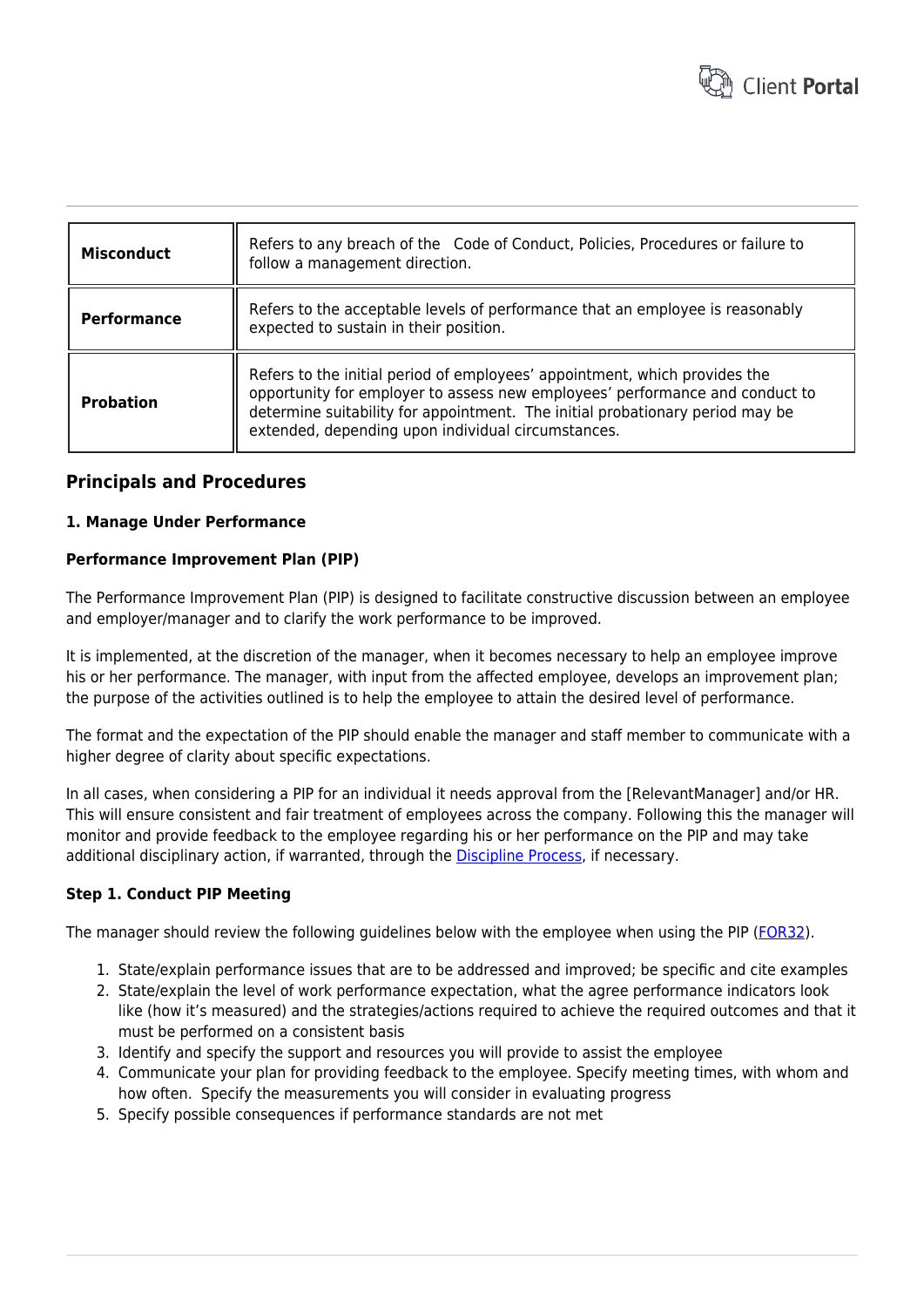| | |
|---|---|
| **Misconduct** | Refers to any breach of the Code of Conduct, Policies, Procedures or failure to follow a management direction. |
| **Performance** | Refers to the acceptable levels of performance that an employee is reasonably expected to sustain in their position. |
| **Probation** | Refers to the initial period of employees' appointment, which provides the opportunity for employer to assess new employees' performance and conduct to determine suitability for appointment. The initial probationary period may be extended, depending upon individual circumstances. |

## Principals and Procedures

#### 1. Manage Under Performance

#### Performance Improvement Plan (PIP)

The Performance Improvement Plan (PIP) is designed to facilitate constructive discussion between an employee and employer/manager and to clarify the work performance to be improved.

It is implemented, at the discretion of the manager, when it becomes necessary to help an employee improve his or her performance. The manager, with input from the affected employee, develops an improvement plan; the purpose of the activities outlined is to help the employee to attain the desired level of performance.

The format and the expectation of the PIP should enable the manager and staff member to communicate with a higher degree of clarity about specific expectations.

In all cases, when considering a PIP for an individual it needs approval from the [RelevantManager] and/or HR. This will ensure consistent and fair treatment of employees across the company. Following this the manager will monitor and provide feedback to the employee regarding his or her performance on the PIP and may take additional disciplinary action, if warranted, through the Discipline Process, if necessary.

#### Step 1. Conduct PIP Meeting

The manager should review the following guidelines below with the employee when using the PIP (FOR32).

1. State/explain performance issues that are to be addressed and improved; be specific and cite examples
2. State/explain the level of work performance expectation, what the agree performance indicators look like (how it's measured) and the strategies/actions required to achieve the required outcomes and that it must be performed on a consistent basis
3. Identify and specify the support and resources you will provide to assist the employee
4. Communicate your plan for providing feedback to the employee. Specify meeting times, with whom and how often. Specify the measurements you will consider in evaluating progress
5. Specify possible consequences if performance standards are not met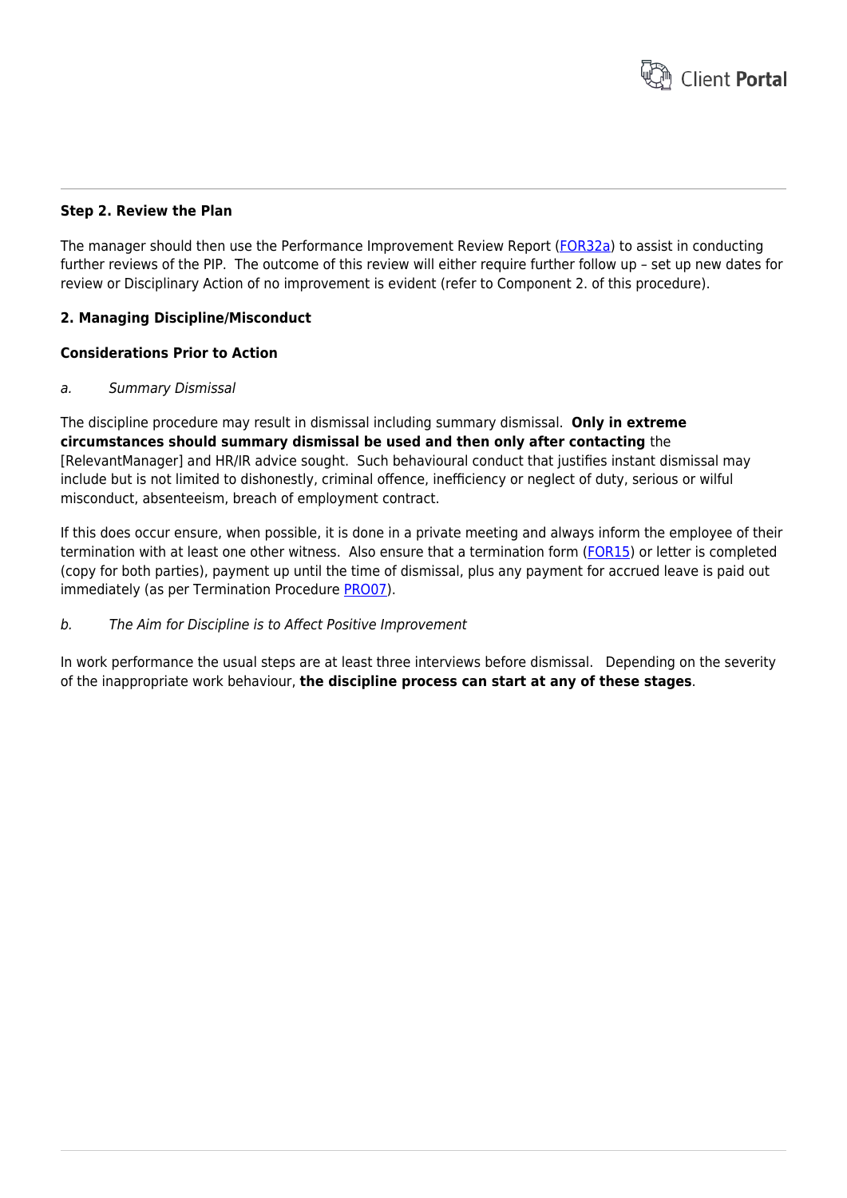**Step 2. Review the Plan**

The manager should then use the Performance Improvement Review Report (FOR32a) to assist in conducting further reviews of the PIP.  The outcome of this review will either require further follow up – set up new dates for review or Disciplinary Action of no improvement is evident (refer to Component 2. of this procedure).

**2. Managing Discipline/Misconduct**

**Considerations Prior to Action**

*a. Summary Dismissal*

The discipline procedure may result in dismissal including summary dismissal.  **Only in extreme circumstances should summary dismissal be used and then only after contacting** the [RelevantManager] and HR/IR advice sought.  Such behavioural conduct that justifies instant dismissal may include but is not limited to dishonestly, criminal offence, inefficiency or neglect of duty, serious or wilful misconduct, absenteeism, breach of employment contract.

If this does occur ensure, when possible, it is done in a private meeting and always inform the employee of their termination with at least one other witness.  Also ensure that a termination form (FOR15) or letter is completed (copy for both parties), payment up until the time of dismissal, plus any payment for accrued leave is paid out immediately (as per Termination Procedure PRO07).

*b. The Aim for Discipline is to Affect Positive Improvement*

In work performance the usual steps are at least three interviews before dismissal.   Depending on the severity of the inappropriate work behaviour, **the discipline process can start at any of these stages**.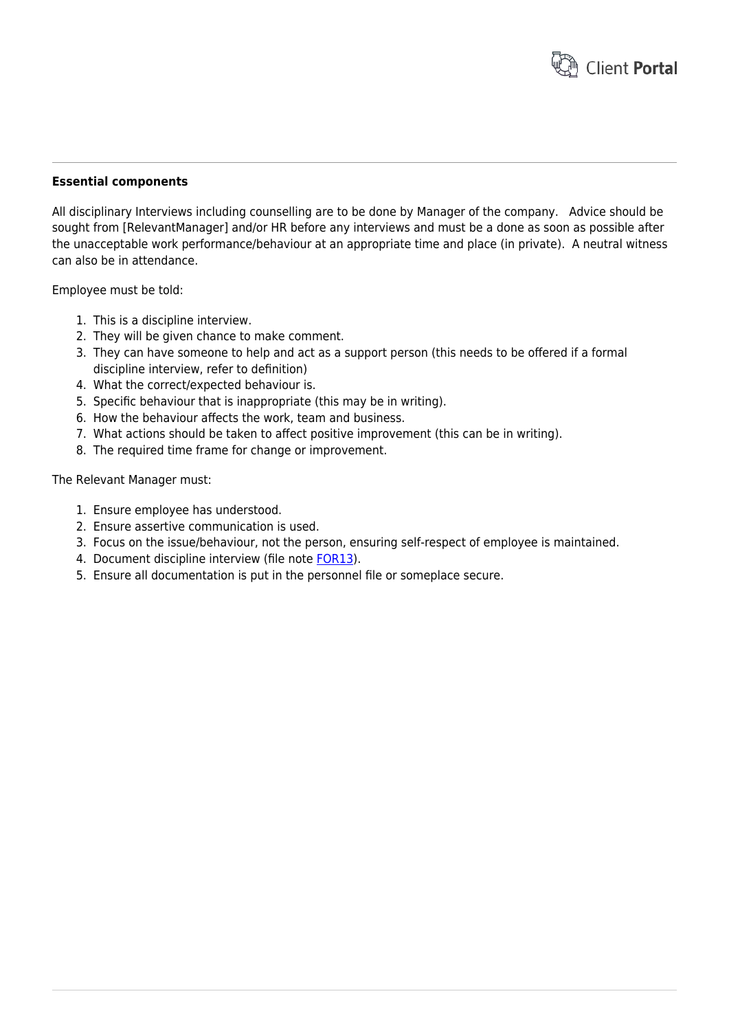**Essential components**

All disciplinary Interviews including counselling are to be done by Manager of the company.   Advice should be sought from [RelevantManager] and/or HR before any interviews and must be a done as soon as possible after the unacceptable work performance/behaviour at an appropriate time and place (in private).  A neutral witness can also be in attendance.

Employee must be told:

1. This is a discipline interview.
2. They will be given chance to make comment.
3. They can have someone to help and act as a support person (this needs to be offered if a formal discipline interview, refer to definition)
4. What the correct/expected behaviour is.
5. Specific behaviour that is inappropriate (this may be in writing).
6. How the behaviour affects the work, team and business.
7. What actions should be taken to affect positive improvement (this can be in writing).
8. The required time frame for change or improvement.

The Relevant Manager must:

1. Ensure employee has understood.
2. Ensure assertive communication is used.
3. Focus on the issue/behaviour, not the person, ensuring self-respect of employee is maintained.
4. Document discipline interview (file note FOR13).
5. Ensure all documentation is put in the personnel file or someplace secure.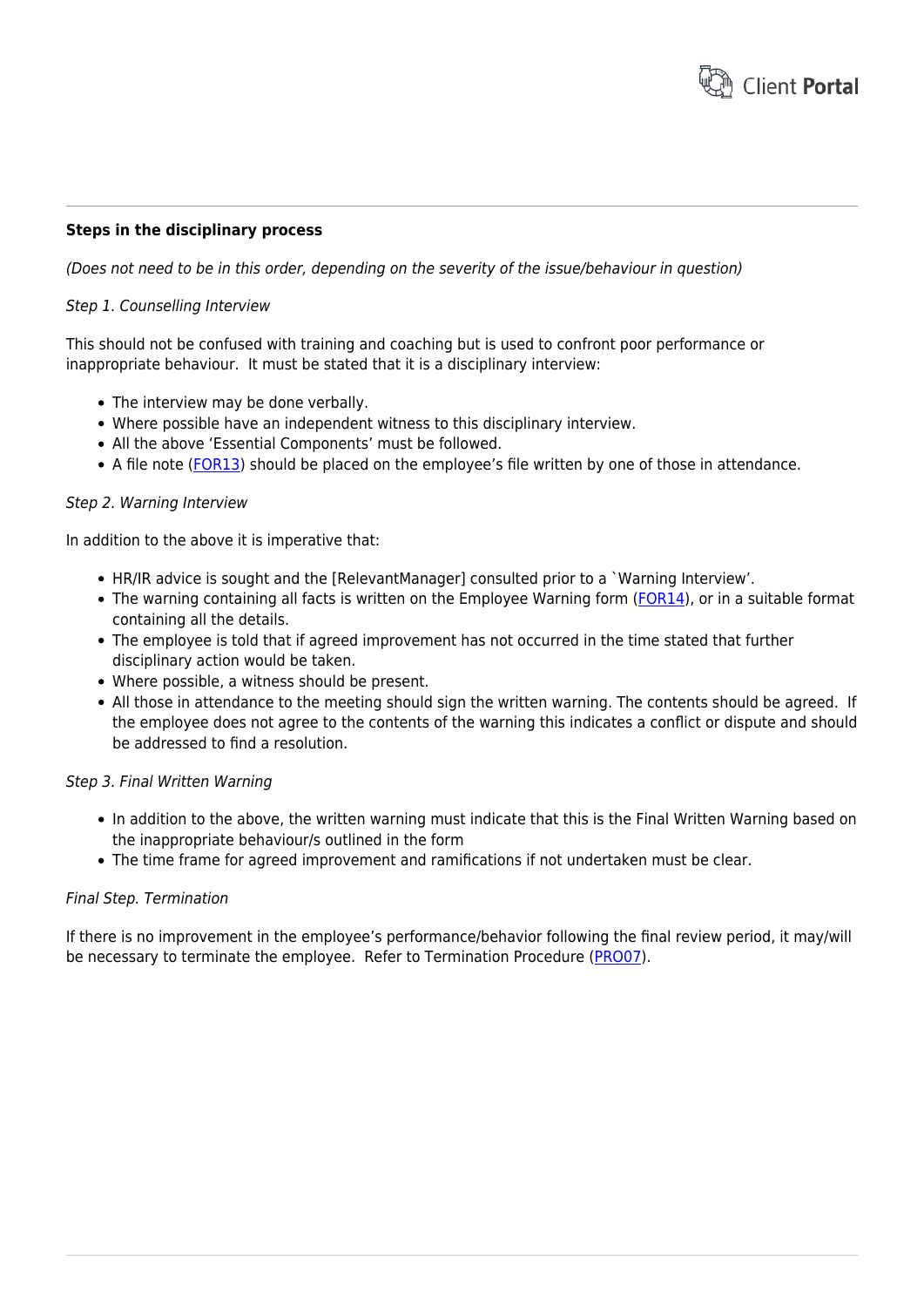**Steps in the disciplinary process**

*(Does not need to be in this order, depending on the severity of the issue/behaviour in question)*

*Step 1. Counselling Interview*

This should not be confused with training and coaching but is used to confront poor performance or inappropriate behaviour. It must be stated that it is a disciplinary interview:

- The interview may be done verbally.
- Where possible have an independent witness to this disciplinary interview.
- All the above 'Essential Components' must be followed.
- A file note (FOR13) should be placed on the employee's file written by one of those in attendance.

*Step 2. Warning Interview*

In addition to the above it is imperative that:

- HR/IR advice is sought and the [RelevantManager] consulted prior to a `Warning Interview'.
- The warning containing all facts is written on the Employee Warning form (FOR14), or in a suitable format containing all the details.
- The employee is told that if agreed improvement has not occurred in the time stated that further disciplinary action would be taken.
- Where possible, a witness should be present.
- All those in attendance to the meeting should sign the written warning. The contents should be agreed. If the employee does not agree to the contents of the warning this indicates a conflict or dispute and should be addressed to find a resolution.

*Step 3. Final Written Warning*

- In addition to the above, the written warning must indicate that this is the Final Written Warning based on the inappropriate behaviour/s outlined in the form
- The time frame for agreed improvement and ramifications if not undertaken must be clear.

*Final Step. Termination*

If there is no improvement in the employee's performance/behavior following the final review period, it may/will be necessary to terminate the employee. Refer to Termination Procedure (PRO07).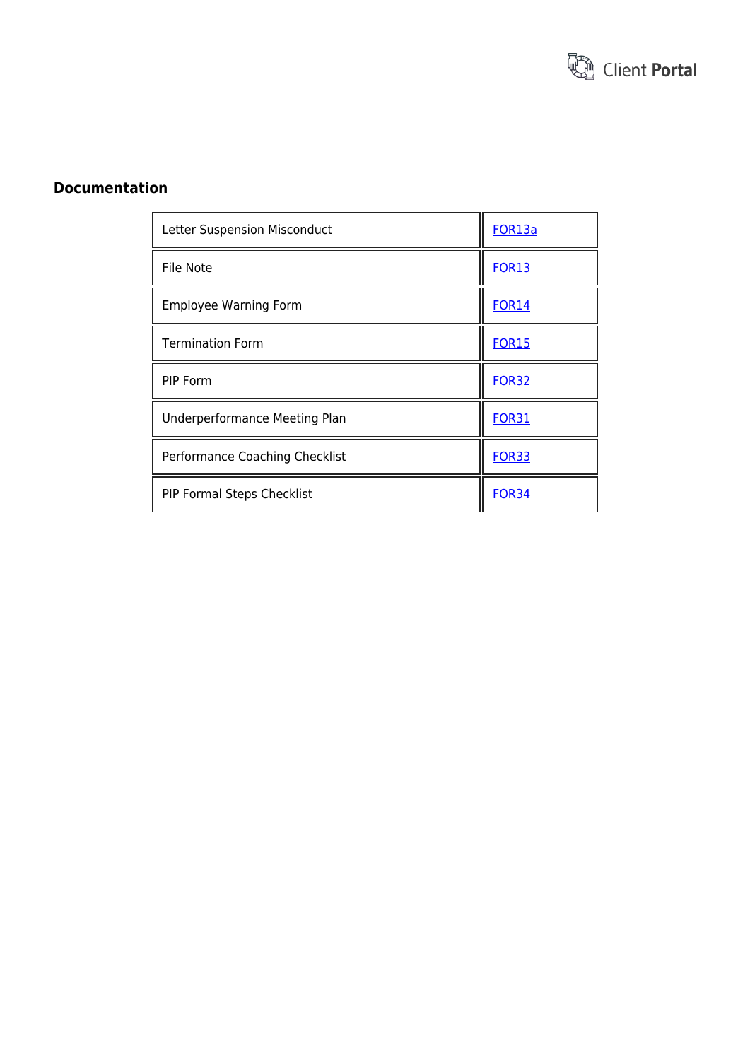## Documentation

| | |
|---|---|
| Letter Suspension Misconduct | FOR13a |
| File Note | FOR13 |
| Employee Warning Form | FOR14 |
| Termination Form | FOR15 |
| PIP Form | FOR32 |
| Underperformance Meeting Plan | FOR31 |
| Performance Coaching Checklist | FOR33 |
| PIP Formal Steps Checklist | FOR34 |